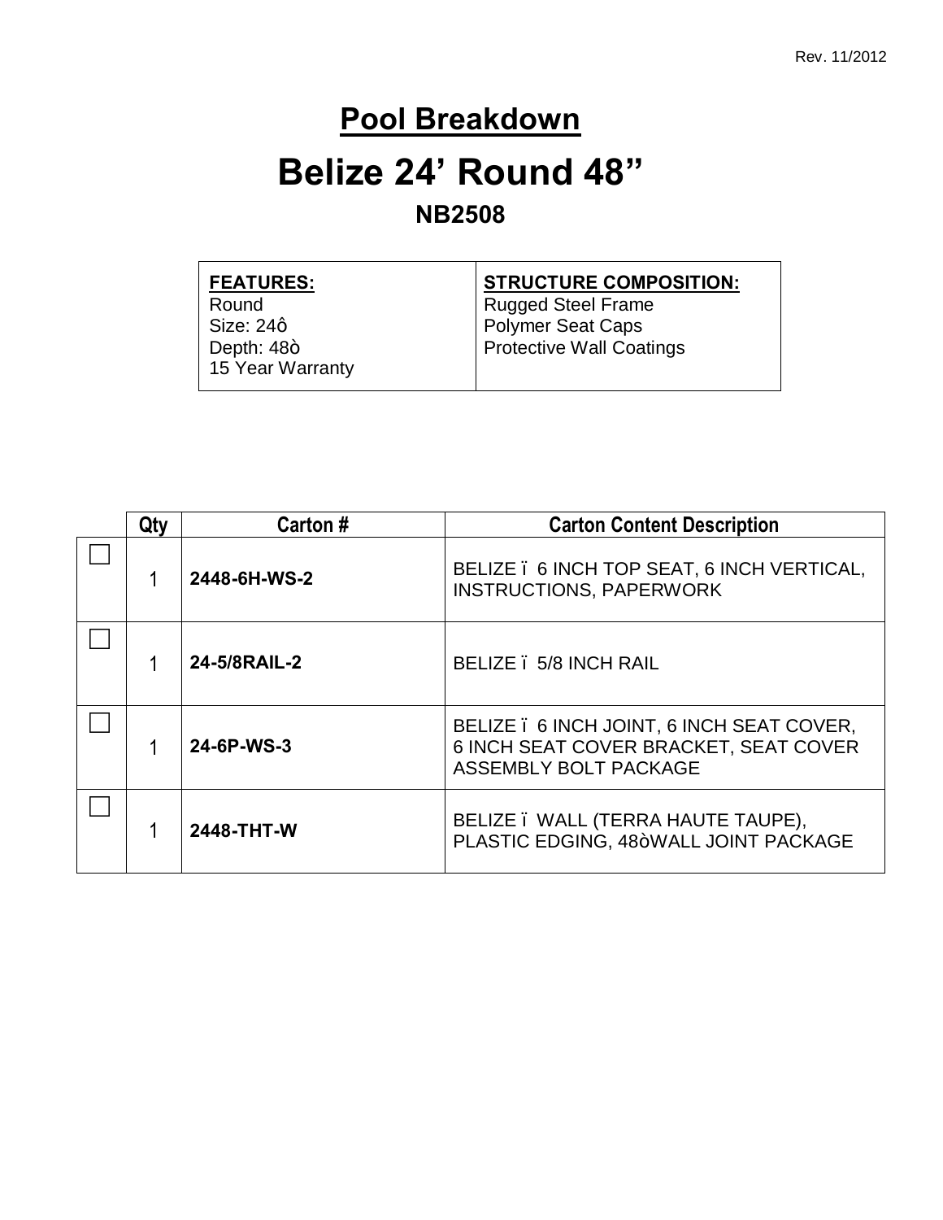Rev. 11/2012

# Pool Breakdown

# Belize 24' Round 48"

## NB2508

| FEATURES: | STRUCTURE COMPOSITION: |
|---|---|
| Round<br>Size: 24ô<br>Depth: 48ò<br>15 Year Warranty | Rugged Steel Frame<br>Polymer Seat Caps<br>Protective Wall Coatings |

| | Qty | Carton # | Carton Content Description |
|---|---|---|---|
| ☐ | 1 | **2448-6H-WS-2** | BELIZE ï 6 INCH TOP SEAT, 6 INCH VERTICAL, INSTRUCTIONS, PAPERWORK |
| ☐ | 1 | **24-5/8RAIL-2** | BELIZE ï 5/8 INCH RAIL |
| ☐ | 1 | **24-6P-WS-3** | BELIZE ï 6 INCH JOINT, 6 INCH SEAT COVER, 6 INCH SEAT COVER BRACKET, SEAT COVER ASSEMBLY BOLT PACKAGE |
| ☐ | 1 | **2448-THT-W** | BELIZE ï WALL (TERRA HAUTE TAUPE), PLASTIC EDGING, 48òWALL JOINT PACKAGE |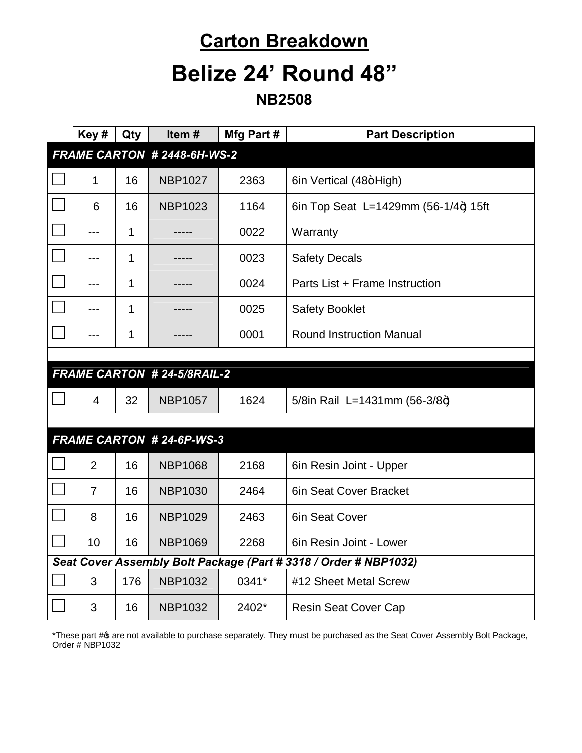# Carton Breakdown

# Belize 24' Round 48"

### NB2508

| | Key # | Qty | Item # | Mfg Part # | Part Description |
|---|---|---|---|---|---|
| ***FRAME CARTON # 2448-6H-WS-2*** | | | | | |
| ☐ | 1 | 16 | NBP1027 | 2363 | 6in Vertical (48ò High) |
| ☐ | 6 | 16 | NBP1023 | 1164 | 6in Top Seat L=1429mm (56-1/4ò) 15ft |
| ☐ | --- | 1 | ----- | 0022 | Warranty |
| ☐ | --- | 1 | ----- | 0023 | Safety Decals |
| ☐ | --- | 1 | ----- | 0024 | Parts List + Frame Instruction |
| ☐ | --- | 1 | ----- | 0025 | Safety Booklet |
| ☐ | --- | 1 | ----- | 0001 | Round Instruction Manual |
| ***FRAME CARTON # 24-5/8RAIL-2*** | | | | | |
| ☐ | 4 | 32 | NBP1057 | 1624 | 5/8in Rail L=1431mm (56-3/8ò) |
| ***FRAME CARTON # 24-6P-WS-3*** | | | | | |
| ☐ | 2 | 16 | NBP1068 | 2168 | 6in Resin Joint - Upper |
| ☐ | 7 | 16 | NBP1030 | 2464 | 6in Seat Cover Bracket |
| ☐ | 8 | 16 | NBP1029 | 2463 | 6in Seat Cover |
| ☐ | 10 | 16 | NBP1069 | 2268 | 6in Resin Joint - Lower |
| ***Seat Cover Assembly Bolt Package (Part # 3318 / Order # NBP1032)*** | | | | | |
| ☐ | 3 | 176 | NBP1032 | 0341* | #12 Sheet Metal Screw |
| ☐ | 3 | 16 | NBP1032 | 2402* | Resin Seat Cover Cap |

*These part #ô s are not available to purchase separately. They must be purchased as the Seat Cover Assembly Bolt Package, Order # NBP1032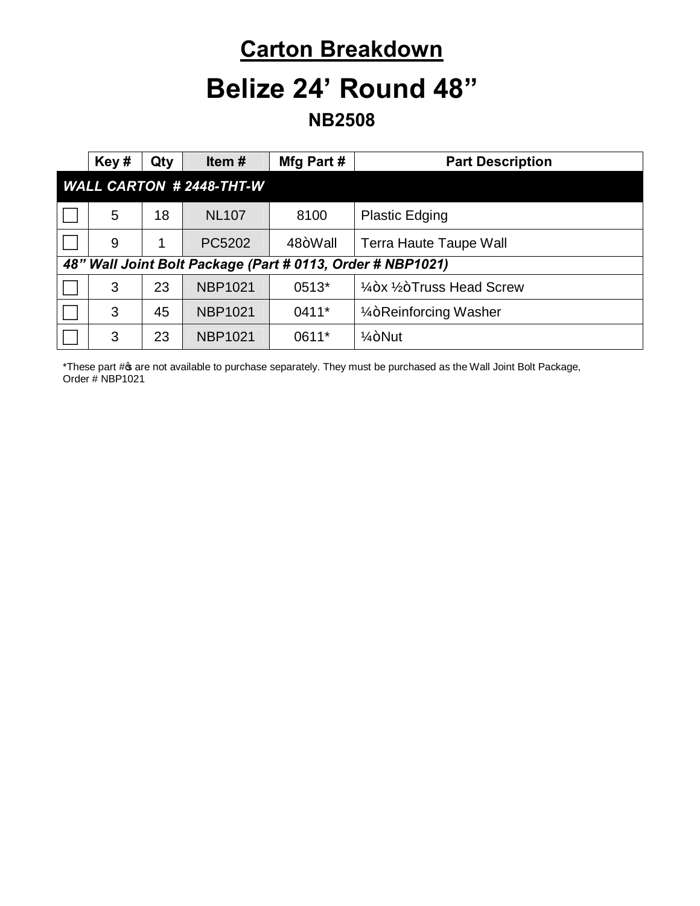# Carton Breakdown

# Belize 24' Round 48"

## NB2508

| | Key # | Qty | Item # | Mfg Part # | Part Description |
|---|---|---|---|---|---|
| ***WALL CARTON # 2448-THT-W*** | | | | | |
| ☐ | 5 | 18 | NL107 | 8100 | Plastic Edging |
| ☐ | 9 | 1 | PC5202 | 48òWall | Terra Haute Taupe Wall |
| ***48" Wall Joint Bolt Package (Part # 0113, Order # NBP1021)*** | | | | | |
| ☐ | 3 | 23 | NBP1021 | 0513* | ¼òx ½òTruss Head Screw |
| ☐ | 3 | 45 | NBP1021 | 0411* | ¼òReinforcing Washer |
| ☐ | 3 | 23 | NBP1021 | 0611* | ¼òNut |

*These part #ĝs are not available to purchase separately. They must be purchased as the Wall Joint Bolt Package, Order # NBP1021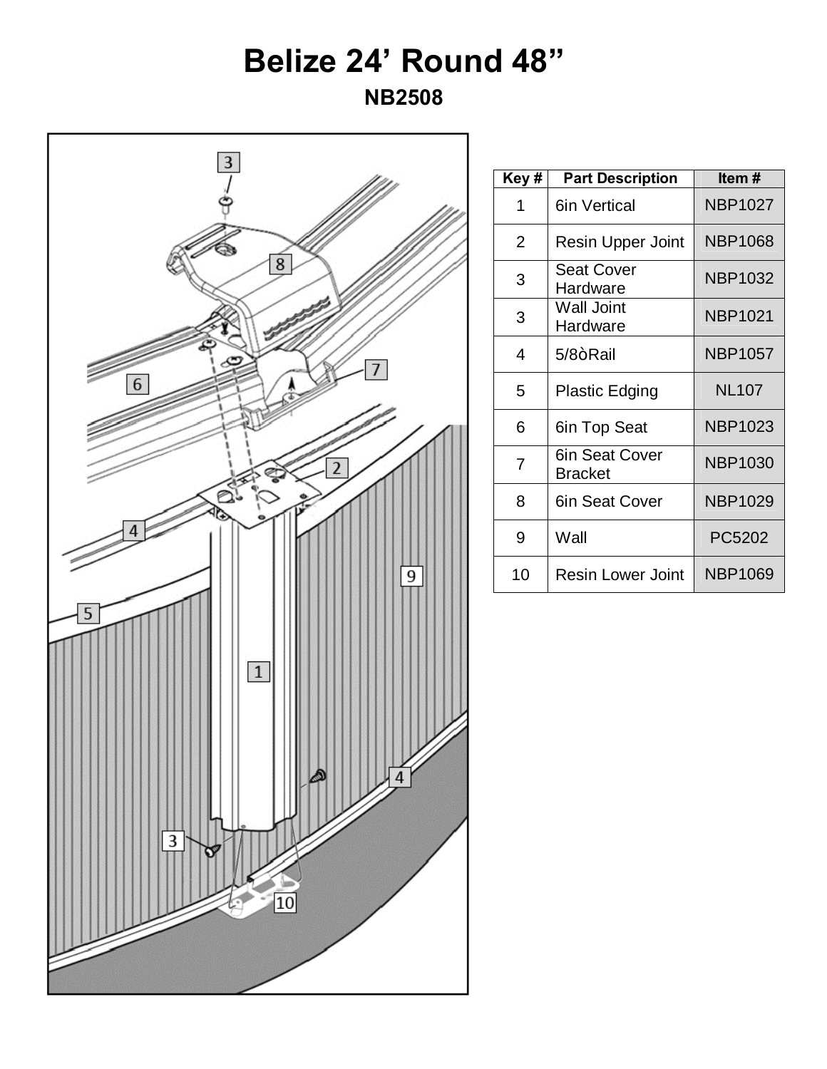# Belize 24' Round 48"

## NB2508

| Key # | Part Description | Item # |
|---|---|---|
| 1 | 6in Vertical | NBP1027 |
| 2 | Resin Upper Joint | NBP1068 |
| 3 | Seat Cover Hardware | NBP1032 |
| 3 | Wall Joint Hardware | NBP1021 |
| 4 | 5/8òRail | NBP1057 |
| 5 | Plastic Edging | NL107 |
| 6 | 6in Top Seat | NBP1023 |
| 7 | 6in Seat Cover Bracket | NBP1030 |
| 8 | 6in Seat Cover | NBP1029 |
| 9 | Wall | PC5202 |
| 10 | Resin Lower Joint | NBP1069 |